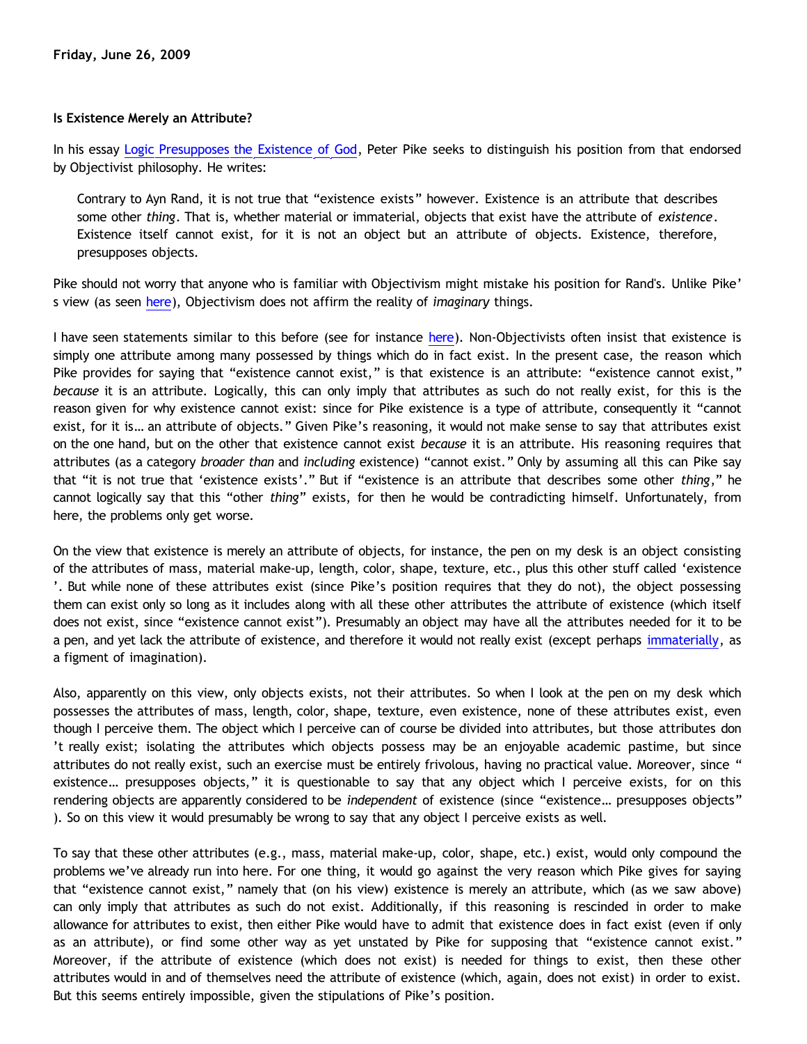**Friday, June 26, 2009**

**Is Existence Merely an Attribute?**

In his essay Logic Presupposes the Existence of God, Peter Pike seeks to distinguish his position from that endorsed by Objectivist philosophy. He writes:

> Contrary to Ayn Rand, it is not true that "existence exists" however. Existence is an attribute that describes some other *thing*. That is, whether material or immaterial, objects that exist have the attribute of *existence*. Existence itself cannot exist, for it is not an object but an attribute of objects. Existence, therefore, presupposes objects.

Pike should not worry that anyone who is familiar with Objectivism might mistake his position for Rand's. Unlike Pike's view (as seen here), Objectivism does not affirm the reality of *imaginary* things.

I have seen statements similar to this before (see for instance here). Non-Objectivists often insist that existence is simply one attribute among many possessed by things which do in fact exist. In the present case, the reason which Pike provides for saying that "existence cannot exist," is that existence is an attribute: "existence cannot exist," *because* it is an attribute. Logically, this can only imply that attributes as such do not really exist, for this is the reason given for why existence cannot exist: since for Pike existence is a type of attribute, consequently it "cannot exist, for it is… an attribute of objects." Given Pike's reasoning, it would not make sense to say that attributes exist on the one hand, but on the other that existence cannot exist *because* it is an attribute. His reasoning requires that attributes (as a category *broader than* and *including* existence) "cannot exist." Only by assuming all this can Pike say that "it is not true that 'existence exists'." But if "existence is an attribute that describes some other *thing*," he cannot logically say that this "other *thing*" exists, for then he would be contradicting himself. Unfortunately, from here, the problems only get worse.

On the view that existence is merely an attribute of objects, for instance, the pen on my desk is an object consisting of the attributes of mass, material make-up, length, color, shape, texture, etc., plus this other stuff called 'existence'. But while none of these attributes exist (since Pike's position requires that they do not), the object possessing them can exist only so long as it includes along with all these other attributes the attribute of existence (which itself does not exist, since "existence cannot exist"). Presumably an object may have all the attributes needed for it to be a pen, and yet lack the attribute of existence, and therefore it would not really exist (except perhaps immaterially, as a figment of imagination).

Also, apparently on this view, only objects exists, not their attributes. So when I look at the pen on my desk which possesses the attributes of mass, length, color, shape, texture, even existence, none of these attributes exist, even though I perceive them. The object which I perceive can of course be divided into attributes, but those attributes don't really exist; isolating the attributes which objects possess may be an enjoyable academic pastime, but since attributes do not really exist, such an exercise must be entirely frivolous, having no practical value. Moreover, since "existence… presupposes objects," it is questionable to say that any object which I perceive exists, for on this rendering objects are apparently considered to be *independent* of existence (since "existence… presupposes objects"). So on this view it would presumably be wrong to say that any object I perceive exists as well.

To say that these other attributes (e.g., mass, material make-up, color, shape, etc.) exist, would only compound the problems we've already run into here. For one thing, it would go against the very reason which Pike gives for saying that "existence cannot exist," namely that (on his view) existence is merely an attribute, which (as we saw above) can only imply that attributes as such do not exist. Additionally, if this reasoning is rescinded in order to make allowance for attributes to exist, then either Pike would have to admit that existence does in fact exist (even if only as an attribute), or find some other way as yet unstated by Pike for supposing that "existence cannot exist." Moreover, if the attribute of existence (which does not exist) is needed for things to exist, then these other attributes would in and of themselves need the attribute of existence (which, again, does not exist) in order to exist. But this seems entirely impossible, given the stipulations of Pike's position.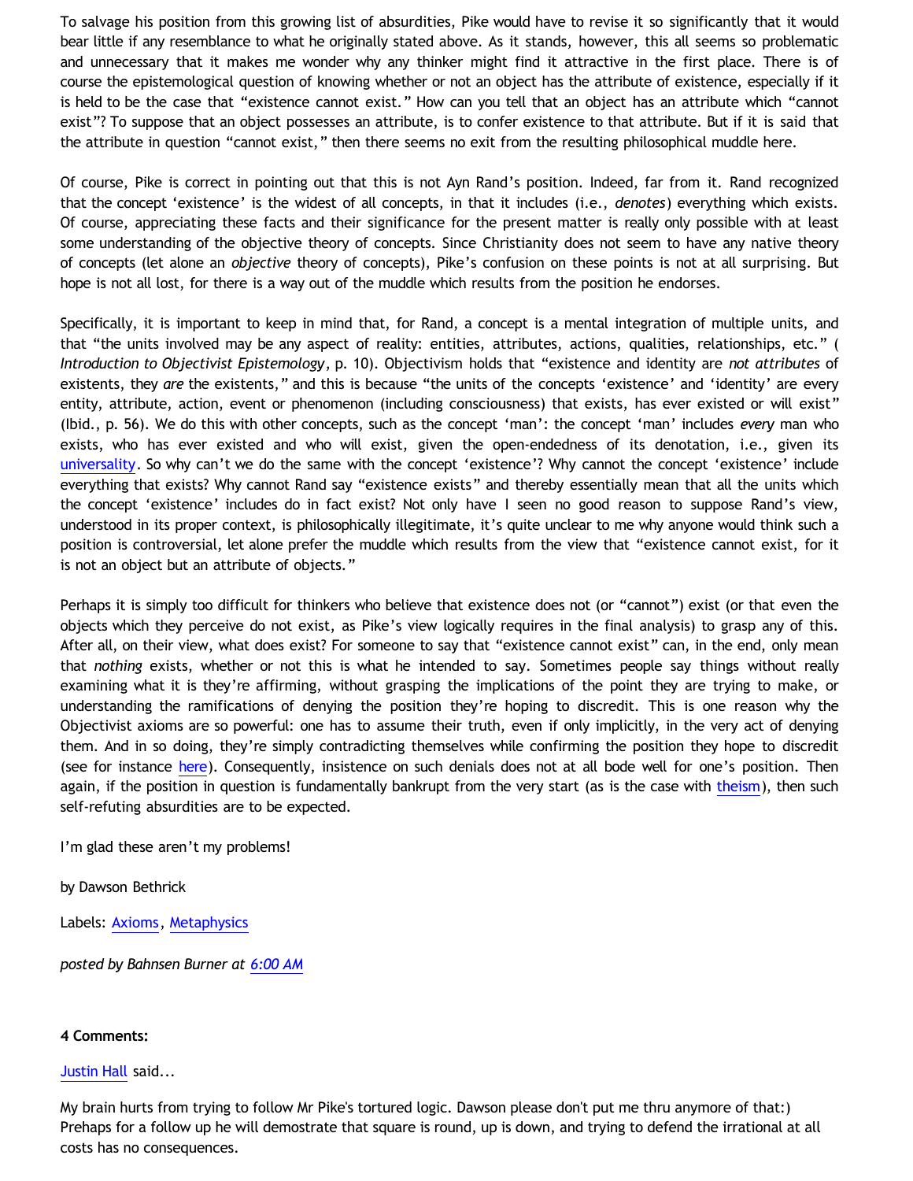To salvage his position from this growing list of absurdities, Pike would have to revise it so significantly that it would bear little if any resemblance to what he originally stated above. As it stands, however, this all seems so problematic and unnecessary that it makes me wonder why any thinker might find it attractive in the first place. There is of course the epistemological question of knowing whether or not an object has the attribute of existence, especially if it is held to be the case that "existence cannot exist." How can you tell that an object has an attribute which "cannot exist"? To suppose that an object possesses an attribute, is to confer existence to that attribute. But if it is said that the attribute in question "cannot exist," then there seems no exit from the resulting philosophical muddle here.

Of course, Pike is correct in pointing out that this is not Ayn Rand's position. Indeed, far from it. Rand recognized that the concept 'existence' is the widest of all concepts, in that it includes (i.e., *denotes*) everything which exists. Of course, appreciating these facts and their significance for the present matter is really only possible with at least some understanding of the objective theory of concepts. Since Christianity does not seem to have any native theory of concepts (let alone an *objective* theory of concepts), Pike's confusion on these points is not at all surprising. But hope is not all lost, for there is a way out of the muddle which results from the position he endorses.

Specifically, it is important to keep in mind that, for Rand, a concept is a mental integration of multiple units, and that "the units involved may be any aspect of reality: entities, attributes, actions, qualities, relationships, etc." ( *Introduction to Objectivist Epistemology*, p. 10). Objectivism holds that "existence and identity are *not attributes* of existents, they *are* the existents," and this is because "the units of the concepts 'existence' and 'identity' are every entity, attribute, action, event or phenomenon (including consciousness) that exists, has ever existed or will exist" (Ibid., p. 56). We do this with other concepts, such as the concept 'man': the concept 'man' includes *every* man who exists, who has ever existed and who will exist, given the open-endedness of its denotation, i.e., given its universality. So why can't we do the same with the concept 'existence'? Why cannot the concept 'existence' include everything that exists? Why cannot Rand say "existence exists" and thereby essentially mean that all the units which the concept 'existence' includes do in fact exist? Not only have I seen no good reason to suppose Rand's view, understood in its proper context, is philosophically illegitimate, it's quite unclear to me why anyone would think such a position is controversial, let alone prefer the muddle which results from the view that "existence cannot exist, for it is not an object but an attribute of objects."

Perhaps it is simply too difficult for thinkers who believe that existence does not (or "cannot") exist (or that even the objects which they perceive do not exist, as Pike's view logically requires in the final analysis) to grasp any of this. After all, on their view, what does exist? For someone to say that "existence cannot exist" can, in the end, only mean that *nothing* exists, whether or not this is what he intended to say. Sometimes people say things without really examining what it is they're affirming, without grasping the implications of the point they are trying to make, or understanding the ramifications of denying the position they're hoping to discredit. This is one reason why the Objectivist axioms are so powerful: one has to assume their truth, even if only implicitly, in the very act of denying them. And in so doing, they're simply contradicting themselves while confirming the position they hope to discredit (see for instance here). Consequently, insistence on such denials does not at all bode well for one's position. Then again, if the position in question is fundamentally bankrupt from the very start (as is the case with theism), then such self-refuting absurdities are to be expected.

I'm glad these aren't my problems!

by Dawson Bethrick

Labels: Axioms, Metaphysics

*posted by Bahnsen Burner at 6:00 AM*

**4 Comments:**

Justin Hall said...

My brain hurts from trying to follow Mr Pike's tortured logic. Dawson please don't put me thru anymore of that:) Prehaps for a follow up he will demostrate that square is round, up is down, and trying to defend the irrational at all costs has no consequences.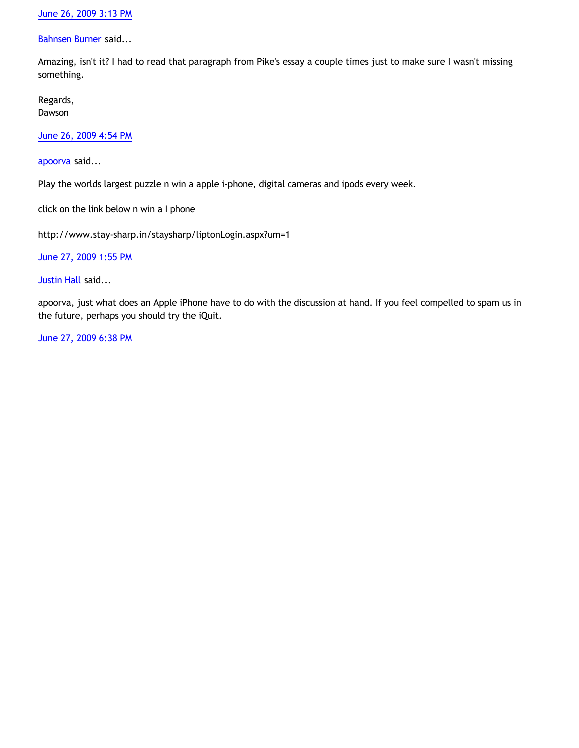June 26, 2009 3:13 PM

Bahnsen Burner said...

Amazing, isn't it? I had to read that paragraph from Pike's essay a couple times just to make sure I wasn't missing something.

Regards,
Dawson

June 26, 2009 4:54 PM

apoorva said...

Play the worlds largest puzzle n win a apple i-phone, digital cameras and ipods every week.

click on the link below n win a I phone

http://www.stay-sharp.in/staysharp/liptonLogin.aspx?um=1

June 27, 2009 1:55 PM

Justin Hall said...

apoorva, just what does an Apple iPhone have to do with the discussion at hand. If you feel compelled to spam us in the future, perhaps you should try the iQuit.

June 27, 2009 6:38 PM